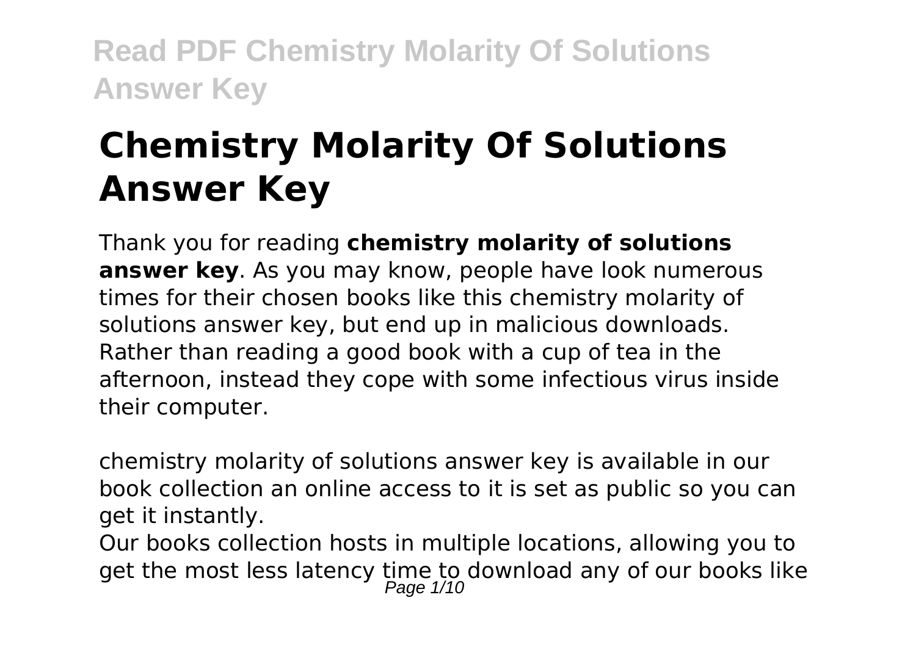# Chemistry Molarity Of Solutions Answer Key

Thank you for reading **chemistry molarity of solutions answer key**. As you may know, people have look numerous times for their chosen books like this chemistry molarity of solutions answer key, but end up in malicious downloads. Rather than reading a good book with a cup of tea in the afternoon, instead they cope with some infectious virus inside their computer.

chemistry molarity of solutions answer key is available in our book collection an online access to it is set as public so you can get it instantly.

Our books collection hosts in multiple locations, allowing you to get the most less latency time to download any of our books like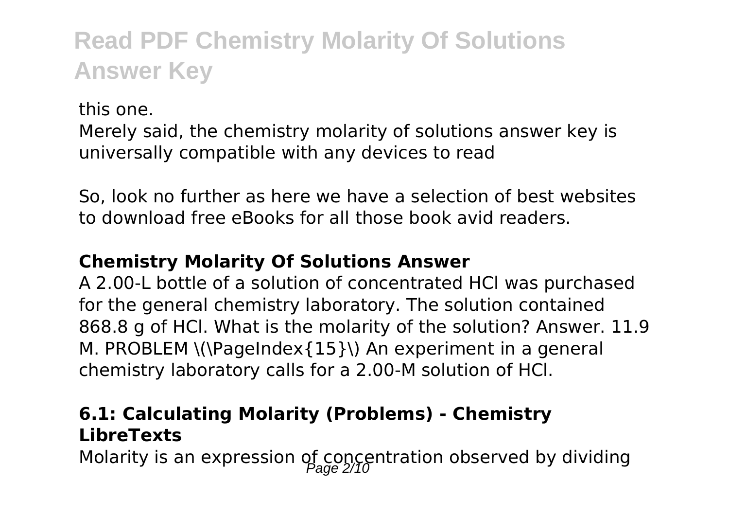this one.

Merely said, the chemistry molarity of solutions answer key is universally compatible with any devices to read

So, look no further as here we have a selection of best websites to download free eBooks for all those book avid readers.

### Chemistry Molarity Of Solutions Answer

A 2.00-L bottle of a solution of concentrated HCl was purchased for the general chemistry laboratory. The solution contained 868.8 g of HCl. What is the molarity of the solution? Answer. 11.9 M. PROBLEM \(\PageIndex{15}\) An experiment in a general chemistry laboratory calls for a 2.00-M solution of HCl.

### 6.1: Calculating Molarity (Problems) - Chemistry LibreTexts

Molarity is an expression of concentration observed by dividing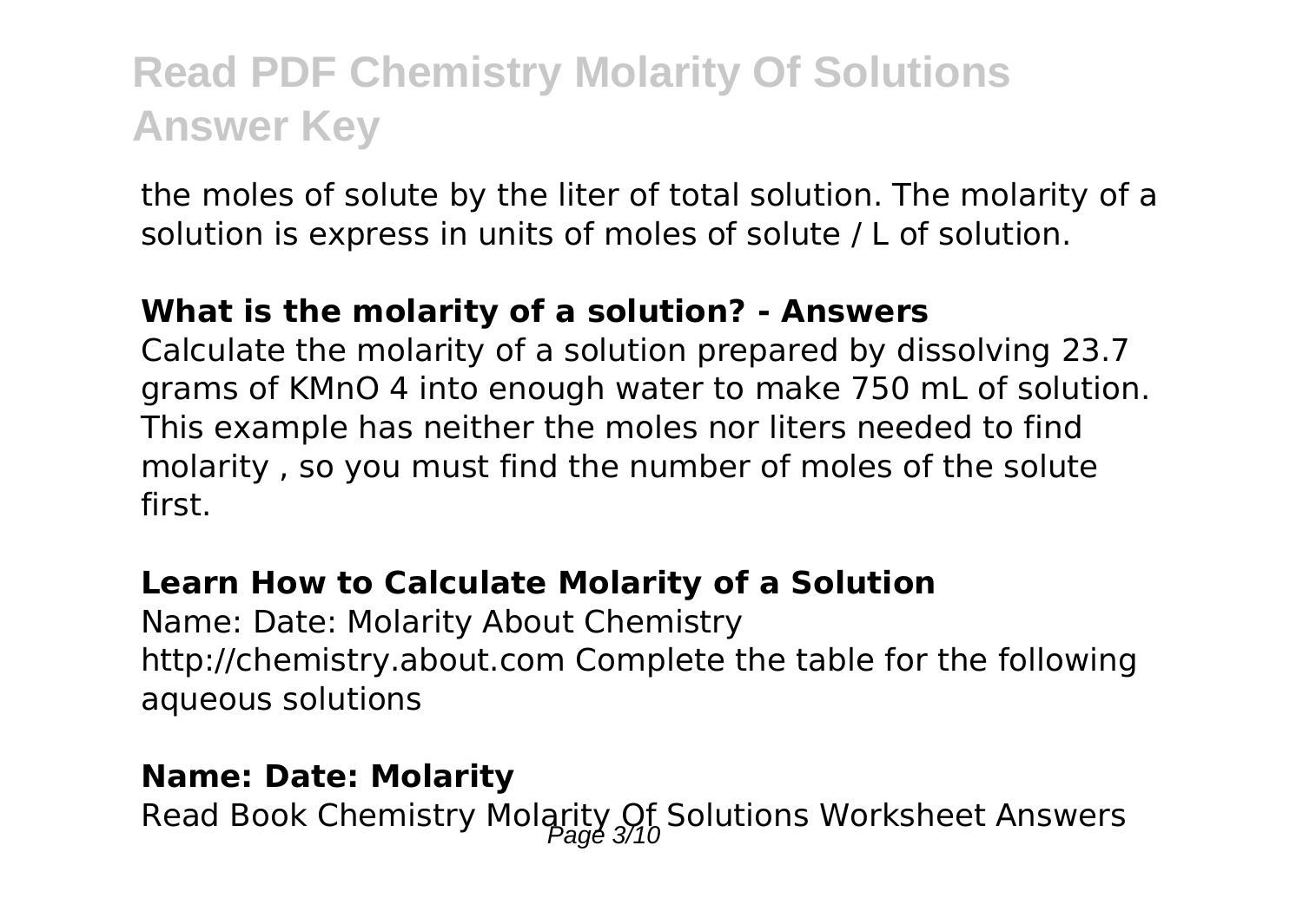the moles of solute by the liter of total solution. The molarity of a solution is express in units of moles of solute / L of solution.

### What is the molarity of a solution? - Answers

Calculate the molarity of a solution prepared by dissolving 23.7 grams of $KMnO_4$ into enough water to make 750 mL of solution. This example has neither the moles nor liters needed to find molarity , so you must find the number of moles of the solute first.

### Learn How to Calculate Molarity of a Solution

Name: Date: Molarity About Chemistry http://chemistry.about.com Complete the table for the following aqueous solutions

### Name: Date: Molarity

Read Book Chemistry Molarity Of Solutions Worksheet Answers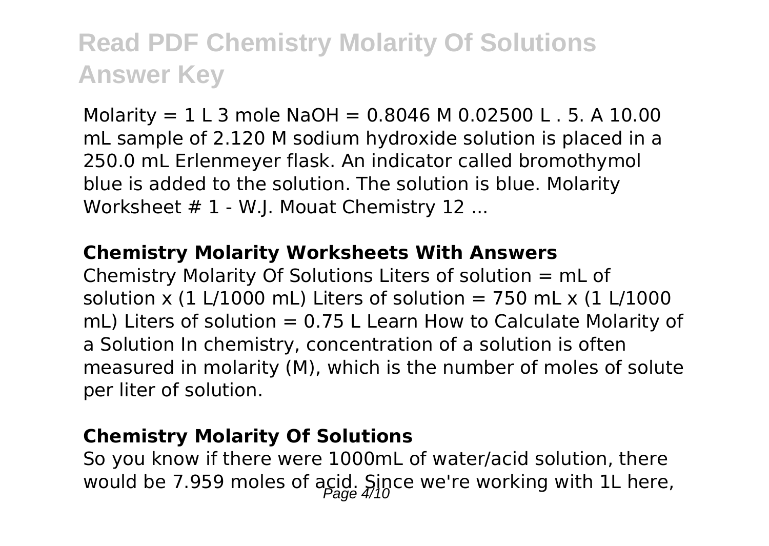# Read PDF Chemistry Molarity Of Solutions Answer Key

Molarity = 1 L 3 mole NaOH = 0.8046 M 0.02500 L . 5. A 10.00 mL sample of 2.120 M sodium hydroxide solution is placed in a 250.0 mL Erlenmeyer flask. An indicator called bromothymol blue is added to the solution. The solution is blue. Molarity Worksheet # 1 - W.J. Mouat Chemistry 12 ...

### Chemistry Molarity Worksheets With Answers

Chemistry Molarity Of Solutions Liters of solution = mL of solution x (1 L/1000 mL) Liters of solution = 750 mL x (1 L/1000 mL) Liters of solution = 0.75 L Learn How to Calculate Molarity of a Solution In chemistry, concentration of a solution is often measured in molarity (M), which is the number of moles of solute per liter of solution.

### Chemistry Molarity Of Solutions

So you know if there were 1000mL of water/acid solution, there would be 7.959 moles of acid. Since we're working with 1L here,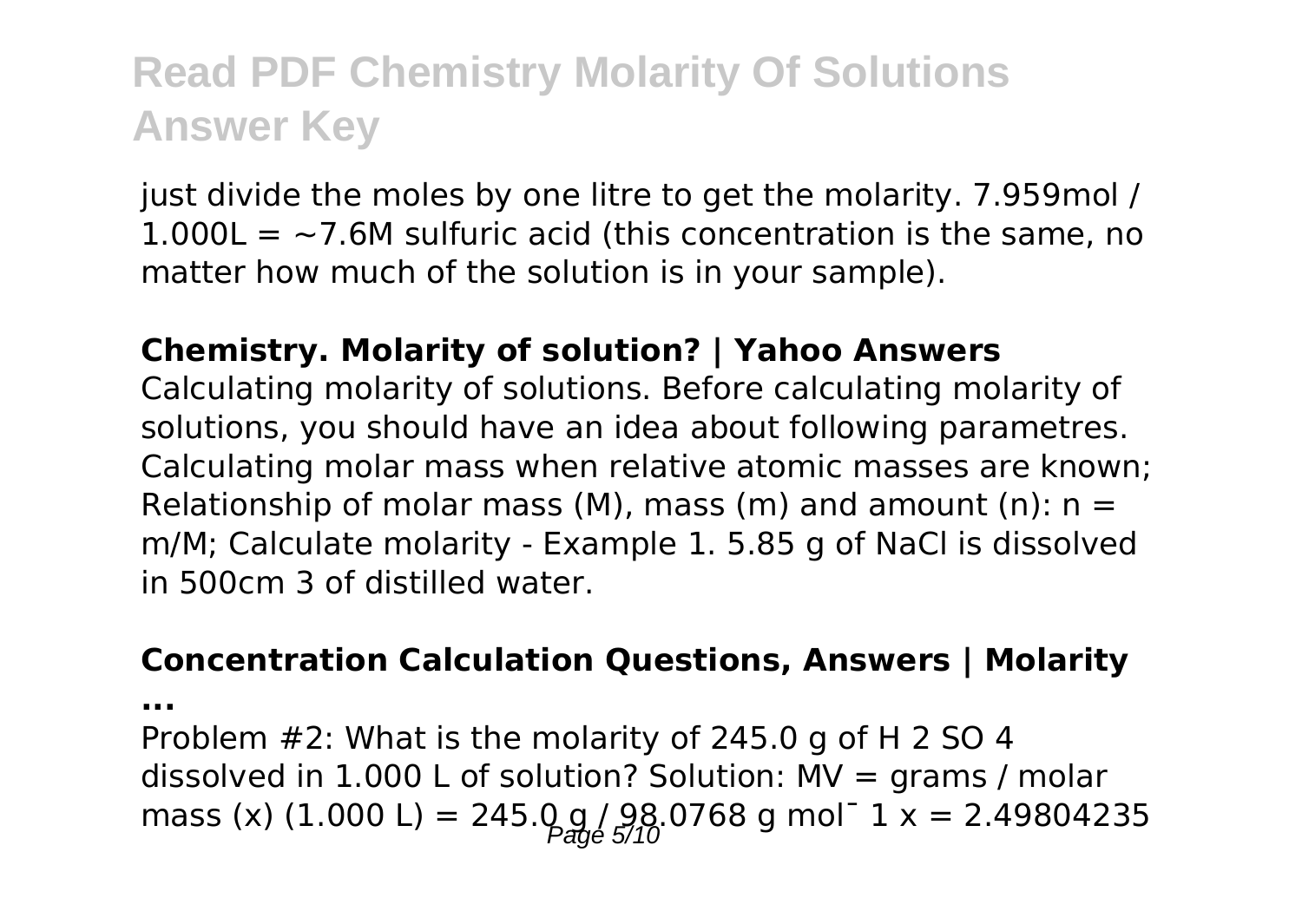just divide the moles by one litre to get the molarity. 7.959mol / 1.000L = ~7.6M sulfuric acid (this concentration is the same, no matter how much of the solution is in your sample).

**Chemistry. Molarity of solution? | Yahoo Answers**

Calculating molarity of solutions. Before calculating molarity of solutions, you should have an idea about following parametres. Calculating molar mass when relative atomic masses are known; Relationship of molar mass (M), mass (m) and amount (n): $n = m/M$; Calculate molarity - Example 1. 5.85 g of NaCl is dissolved in 500cm 3 of distilled water.

**Concentration Calculation Questions, Answers | Molarity ...**

Problem #2: What is the molarity of 245.0 g of $H_2SO_4$ dissolved in 1.000 L of solution? Solution: MV = grams / molar mass (x) (1.000 L) = 245.0 g / 98.0768 g $mol^{-1}$ x = 2.49804235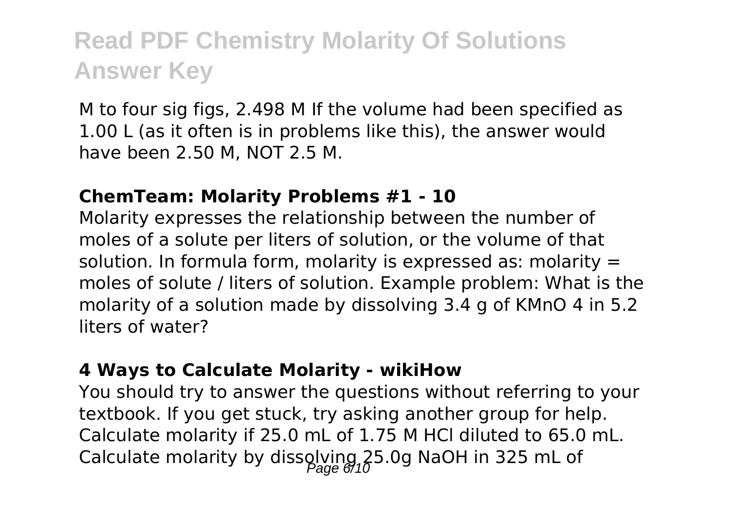M to four sig figs, 2.498 M If the volume had been specified as 1.00 L (as it often is in problems like this), the answer would have been 2.50 M, NOT 2.5 M.

### ChemTeam: Molarity Problems #1 - 10

Molarity expresses the relationship between the number of moles of a solute per liters of solution, or the volume of that solution. In formula form, molarity is expressed as: molarity = moles of solute / liters of solution. Example problem: What is the molarity of a solution made by dissolving 3.4 g of $KMnO_4$ in 5.2 liters of water?

### 4 Ways to Calculate Molarity - wikiHow

You should try to answer the questions without referring to your textbook. If you get stuck, try asking another group for help. Calculate molarity if 25.0 mL of 1.75 M HCl diluted to 65.0 mL. Calculate molarity by dissolving 25.0g NaOH in 325 mL of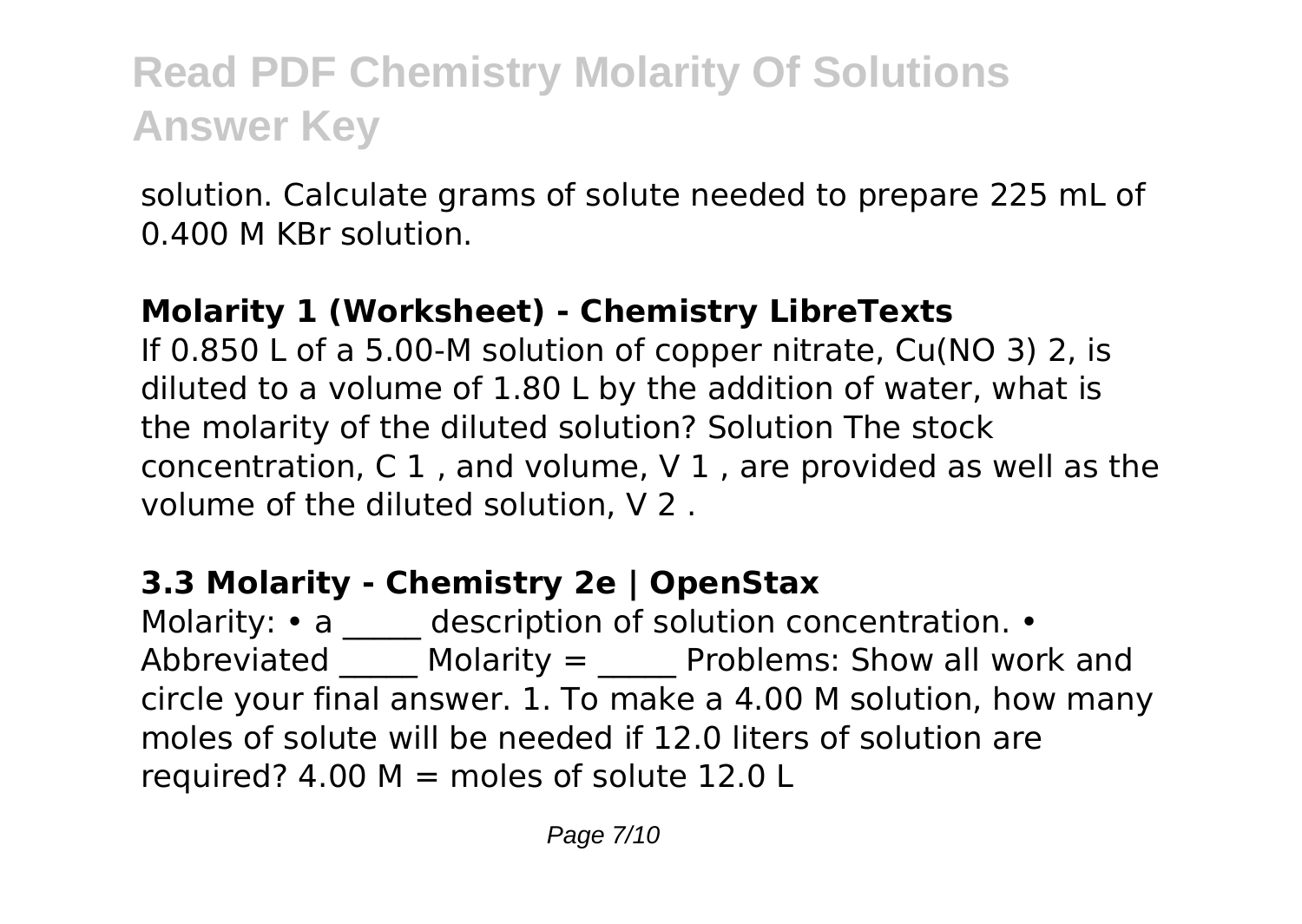# Read PDF Chemistry Molarity Of Solutions Answer Key

solution. Calculate grams of solute needed to prepare 225 mL of 0.400 M KBr solution.

**Molarity 1 (Worksheet) - Chemistry LibreTexts**

If 0.850 L of a 5.00-M solution of copper nitrate, $Cu(NO_3)_2$, is diluted to a volume of 1.80 L by the addition of water, what is the molarity of the diluted solution? Solution The stock concentration, $C_1$, and volume, $V_1$, are provided as well as the volume of the diluted solution, $V_2$.

**3.3 Molarity - Chemistry 2e | OpenStax**

Molarity: • a _____ description of solution concentration. • Abbreviated _____ Molarity = _____ Problems: Show all work and circle your final answer. 1. To make a 4.00 M solution, how many moles of solute will be needed if 12.0 liters of solution are required? 4.00 M = moles of solute 12.0 L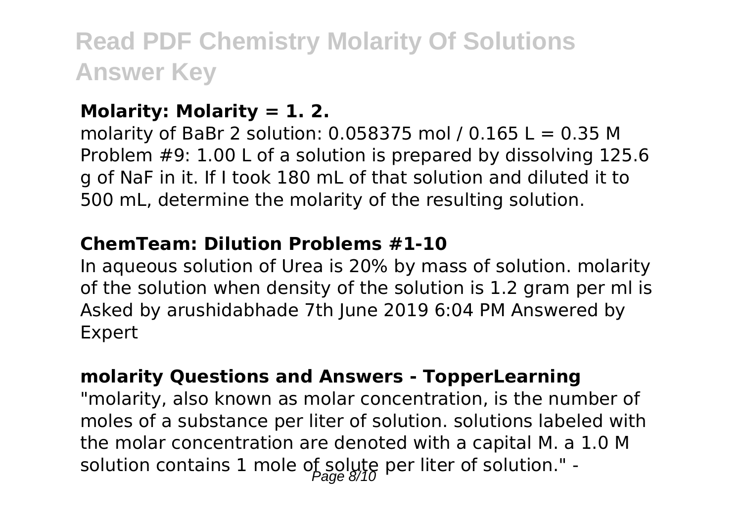**Molarity: Molarity = 1. 2.**

molarity of $BaBr_2$ solution: 0.058375 mol / 0.165 L = 0.35 M Problem #9: 1.00 L of a solution is prepared by dissolving 125.6 g of NaF in it. If I took 180 mL of that solution and diluted it to 500 mL, determine the molarity of the resulting solution.

**ChemTeam: Dilution Problems #1-10**

In aqueous solution of Urea is 20% by mass of solution. molarity of the solution when density of the solution is 1.2 gram per ml is Asked by arushidabhade 7th June 2019 6:04 PM Answered by Expert

**molarity Questions and Answers - TopperLearning**

"molarity, also known as molar concentration, is the number of moles of a substance per liter of solution. solutions labeled with the molar concentration are denoted with a capital M. a 1.0 M solution contains 1 mole of solute per liter of solution." -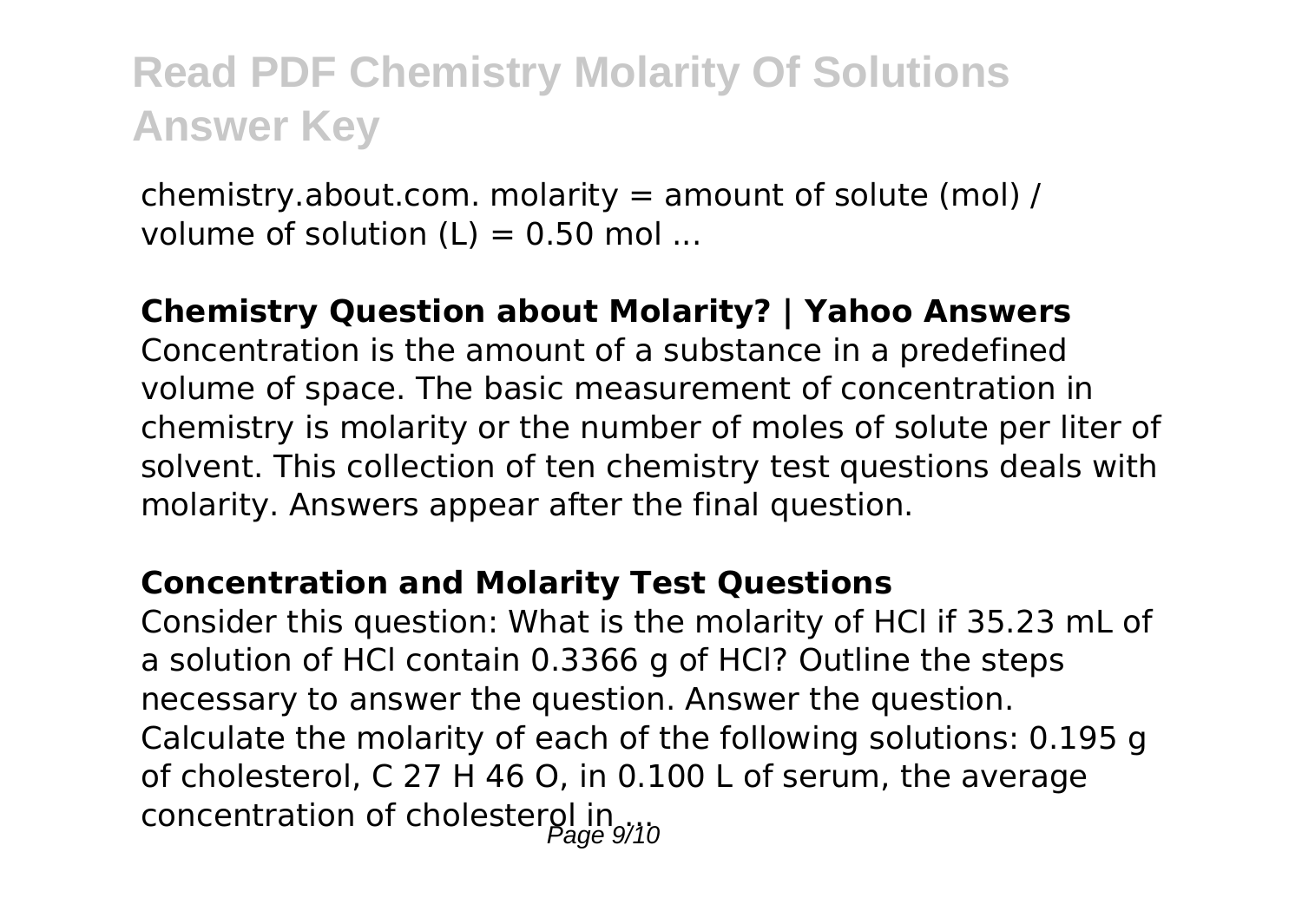chemistry.about.com. molarity = amount of solute (mol) / volume of solution (L) = 0.50 mol ...

**Chemistry Question about Molarity? | Yahoo Answers**

Concentration is the amount of a substance in a predefined volume of space. The basic measurement of concentration in chemistry is molarity or the number of moles of solute per liter of solvent. This collection of ten chemistry test questions deals with molarity. Answers appear after the final question.

**Concentration and Molarity Test Questions**

Consider this question: What is the molarity of HCl if 35.23 mL of a solution of HCl contain 0.3366 g of HCl? Outline the steps necessary to answer the question. Answer the question. Calculate the molarity of each of the following solutions: 0.195 g of cholesterol, $C_{27}H_{46}O$, in 0.100 L of serum, the average concentration of cholesterol in ...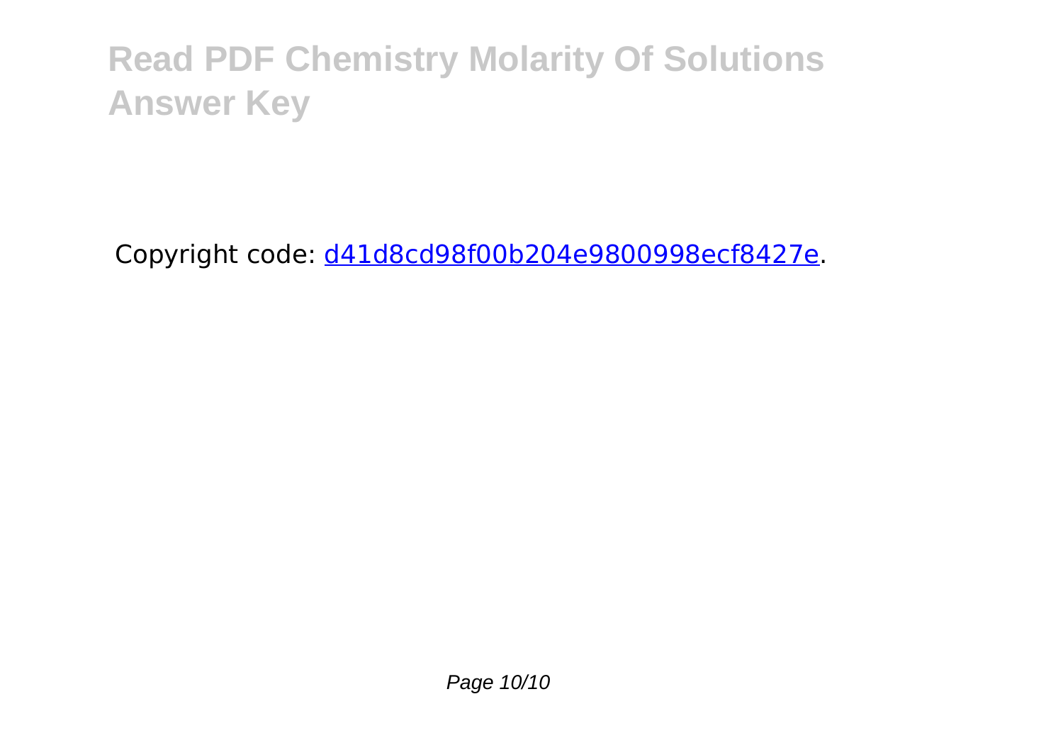Copyright code: [d41d8cd98f00b204e9800998ecf8427e](d41d8cd98f00b204e9800998ecf8427e).